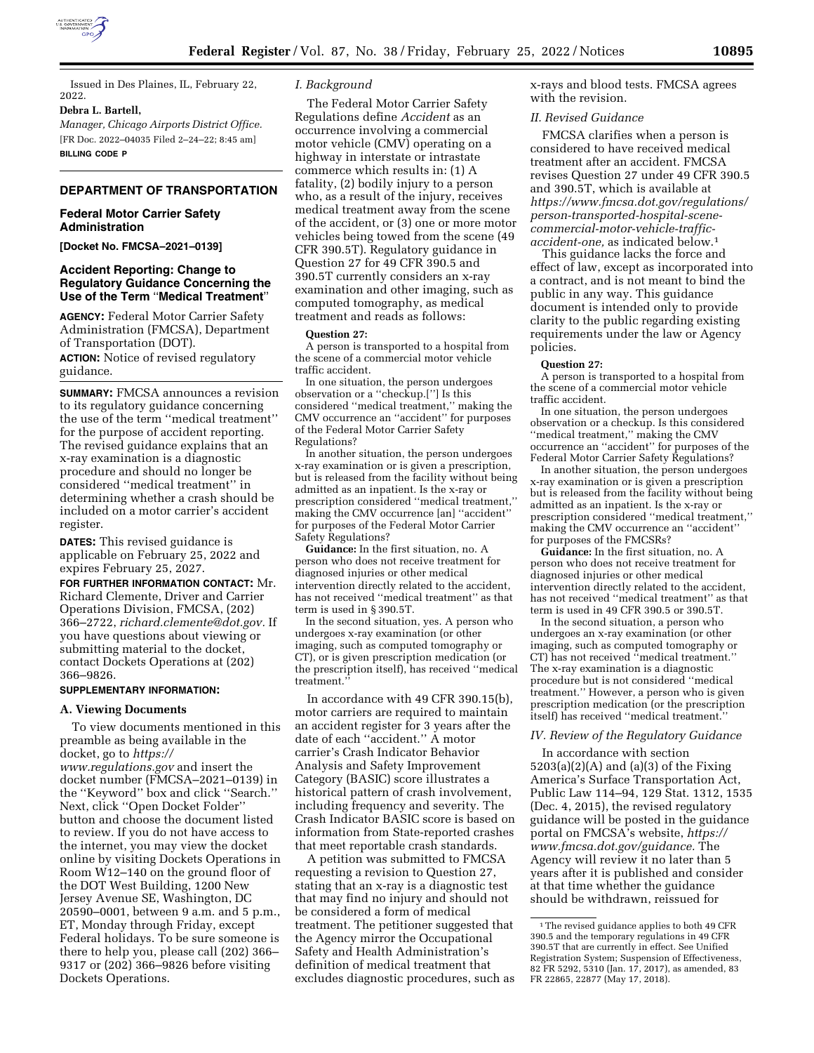Issued in Des Plaines, IL, February 22, 2022.

**Debra L. Bartell,**

*Manager, Chicago Airports District Office.*

[FR Doc. 2022–04035 Filed 2–24–22; 8:45 am]

**BILLING CODE P**

## DEPARTMENT OF TRANSPORTATION

### Federal Motor Carrier Safety Administration

**[Docket No. FMCSA–2021–0139]**

### Accident Reporting: Change to Regulatory Guidance Concerning the Use of the Term "Medical Treatment"

**AGENCY:** Federal Motor Carrier Safety Administration (FMCSA), Department of Transportation (DOT).

**ACTION:** Notice of revised regulatory guidance.

**SUMMARY:** FMCSA announces a revision to its regulatory guidance concerning the use of the term "medical treatment" for the purpose of accident reporting. The revised guidance explains that an x-ray examination is a diagnostic procedure and should no longer be considered "medical treatment" in determining whether a crash should be included on a motor carrier's accident register.

**DATES:** This revised guidance is applicable on February 25, 2022 and expires February 25, 2027.

**FOR FURTHER INFORMATION CONTACT:** Mr. Richard Clemente, Driver and Carrier Operations Division, FMCSA, (202) 366–2722, *richard.clemente@dot.gov.* If you have questions about viewing or submitting material to the docket, contact Dockets Operations at (202) 366–9826.

**SUPPLEMENTARY INFORMATION:**

**A. Viewing Documents**

To view documents mentioned in this preamble as being available in the docket, go to *https://www.regulations.gov* and insert the docket number (FMCSA–2021–0139) in the "Keyword" box and click "Search." Next, click "Open Docket Folder" button and choose the document listed to review. If you do not have access to the internet, you may view the docket online by visiting Dockets Operations in Room W12–140 on the ground floor of the DOT West Building, 1200 New Jersey Avenue SE, Washington, DC 20590–0001, between 9 a.m. and 5 p.m., ET, Monday through Friday, except Federal holidays. To be sure someone is there to help you, please call (202) 366–9317 or (202) 366–9826 before visiting Dockets Operations.

*I. Background*

The Federal Motor Carrier Safety Regulations define *Accident* as an occurrence involving a commercial motor vehicle (CMV) operating on a highway in interstate or intrastate commerce which results in: (1) A fatality, (2) bodily injury to a person who, as a result of the injury, receives medical treatment away from the scene of the accident, or (3) one or more motor vehicles being towed from the scene (49 CFR 390.5T). Regulatory guidance in Question 27 for 49 CFR 390.5 and 390.5T currently considers an x-ray examination and other imaging, such as computed tomography, as medical treatment and reads as follows:

**Question 27:**

A person is transported to a hospital from the scene of a commercial motor vehicle traffic accident.

In one situation, the person undergoes observation or a "checkup.["] Is this considered "medical treatment," making the CMV occurrence an "accident" for purposes of the Federal Motor Carrier Safety Regulations?

In another situation, the person undergoes x-ray examination or is given a prescription, but is released from the facility without being admitted as an inpatient. Is the x-ray or prescription considered "medical treatment," making the CMV occurrence [an] "accident" for purposes of the Federal Motor Carrier Safety Regulations?

**Guidance:** In the first situation, no. A person who does not receive treatment for diagnosed injuries or other medical intervention directly related to the accident, has not received "medical treatment" as that term is used in § 390.5T.

In the second situation, yes. A person who undergoes x-ray examination (or other imaging, such as computed tomography or CT), or is given prescription medication (or the prescription itself), has received "medical treatment."

In accordance with 49 CFR 390.15(b), motor carriers are required to maintain an accident register for 3 years after the date of each "accident." A motor carrier's Crash Indicator Behavior Analysis and Safety Improvement Category (BASIC) score illustrates a historical pattern of crash involvement, including frequency and severity. The Crash Indicator BASIC score is based on information from State-reported crashes that meet reportable crash standards.

A petition was submitted to FMCSA requesting a revision to Question 27, stating that an x-ray is a diagnostic test that may find no injury and should not be considered a form of medical treatment. The petitioner suggested that the Agency mirror the Occupational Safety and Health Administration's definition of medical treatment that excludes diagnostic procedures, such as x-rays and blood tests. FMCSA agrees with the revision.

*II. Revised Guidance*

FMCSA clarifies when a person is considered to have received medical treatment after an accident. FMCSA revises Question 27 under 49 CFR 390.5 and 390.5T, which is available at *https://www.fmcsa.dot.gov/regulations/person-transported-hospital-scene-commercial-motor-vehicle-traffic-accident-one,* as indicated below.[1]

This guidance lacks the force and effect of law, except as incorporated into a contract, and is not meant to bind the public in any way. This guidance document is intended only to provide clarity to the public regarding existing requirements under the law or Agency policies.

**Question 27:**

A person is transported to a hospital from the scene of a commercial motor vehicle traffic accident.

In one situation, the person undergoes observation or a checkup. Is this considered "medical treatment," making the CMV occurrence an "accident" for purposes of the Federal Motor Carrier Safety Regulations?

In another situation, the person undergoes x-ray examination or is given a prescription but is released from the facility without being admitted as an inpatient. Is the x-ray or prescription considered "medical treatment," making the CMV occurrence an "accident" for purposes of the FMCSRs?

**Guidance:** In the first situation, no. A person who does not receive treatment for diagnosed injuries or other medical intervention directly related to the accident, has not received "medical treatment" as that term is used in 49 CFR 390.5 or 390.5T.

In the second situation, a person who undergoes an x-ray examination (or other imaging, such as computed tomography or CT) has not received "medical treatment." The x-ray examination is a diagnostic procedure but is not considered "medical treatment." However, a person who is given prescription medication (or the prescription itself) has received "medical treatment."

*IV. Review of the Regulatory Guidance*

In accordance with section 5203(a)(2)(A) and (a)(3) of the Fixing America's Surface Transportation Act, Public Law 114–94, 129 Stat. 1312, 1535 (Dec. 4, 2015), the revised regulatory guidance will be posted in the guidance portal on FMCSA's website, *https://www.fmcsa.dot.gov/guidance.* The Agency will review it no later than 5 years after it is published and consider at that time whether the guidance should be withdrawn, reissued for

[1] The revised guidance applies to both 49 CFR 390.5 and the temporary regulations in 49 CFR 390.5T that are currently in effect. See Unified Registration System; Suspension of Effectiveness, 82 FR 5292, 5310 (Jan. 17, 2017), as amended, 83 FR 22865, 22877 (May 17, 2018).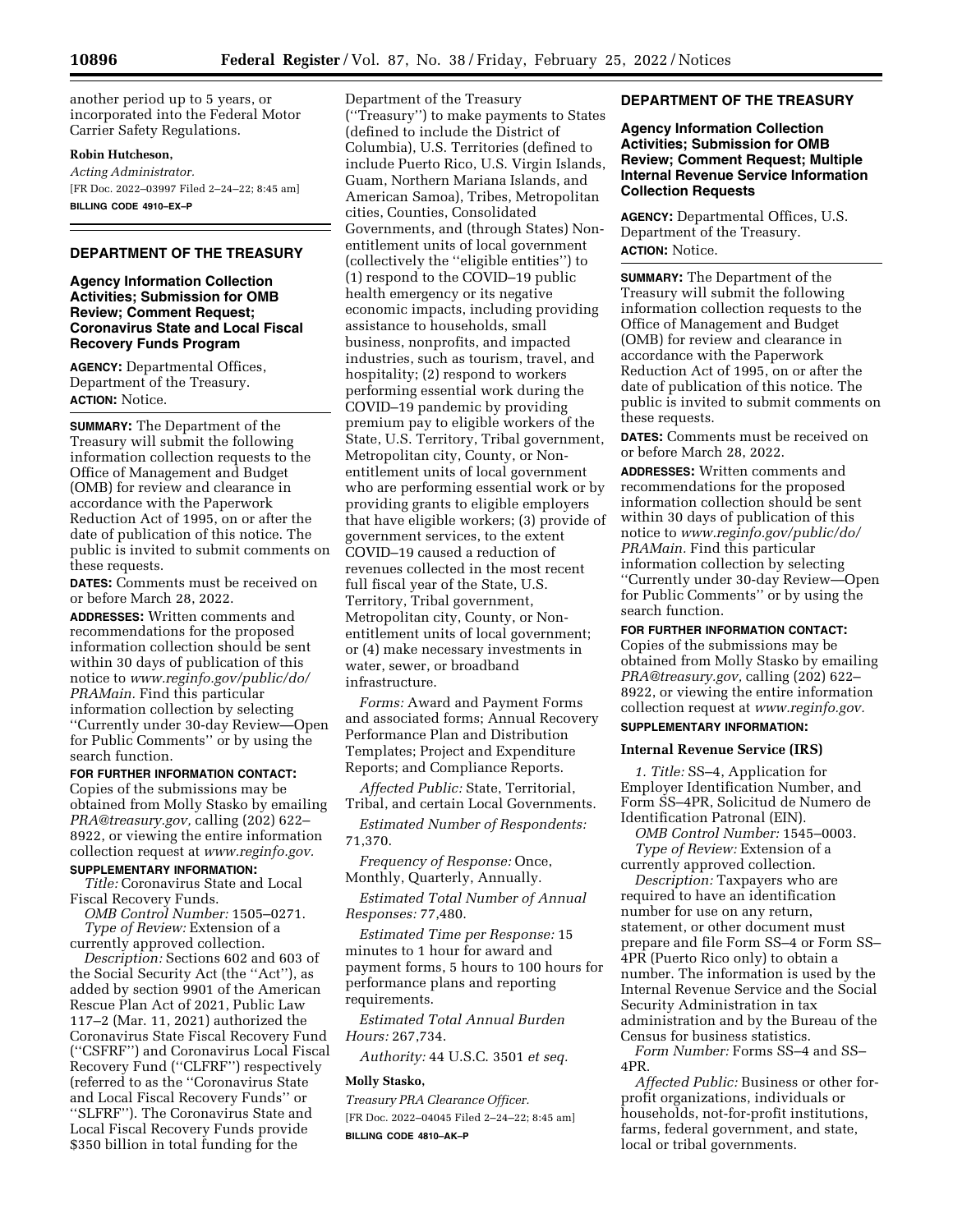another period up to 5 years, or incorporated into the Federal Motor Carrier Safety Regulations.

**Robin Hutcheson,**

*Acting Administrator.*

[FR Doc. 2022–03997 Filed 2–24–22; 8:45 am]

**BILLING CODE 4910–EX–P**

## DEPARTMENT OF THE TREASURY

### Agency Information Collection Activities; Submission for OMB Review; Comment Request; Coronavirus State and Local Fiscal Recovery Funds Program

**AGENCY:** Departmental Offices, Department of the Treasury.

**ACTION:** Notice.

**SUMMARY:** The Department of the Treasury will submit the following information collection requests to the Office of Management and Budget (OMB) for review and clearance in accordance with the Paperwork Reduction Act of 1995, on or after the date of publication of this notice. The public is invited to submit comments on these requests.

**DATES:** Comments must be received on or before March 28, 2022.

**ADDRESSES:** Written comments and recommendations for the proposed information collection should be sent within 30 days of publication of this notice to *www.reginfo.gov/public/do/PRAMain.* Find this particular information collection by selecting ''Currently under 30-day Review—Open for Public Comments'' or by using the search function.

**FOR FURTHER INFORMATION CONTACT:** Copies of the submissions may be obtained from Molly Stasko by emailing *PRA@treasury.gov,* calling (202) 622–8922, or viewing the entire information collection request at *www.reginfo.gov.*

**SUPPLEMENTARY INFORMATION:**

*Title:* Coronavirus State and Local Fiscal Recovery Funds.

*OMB Control Number:* 1505–0271.

*Type of Review:* Extension of a currently approved collection.

*Description:* Sections 602 and 603 of the Social Security Act (the ''Act''), as added by section 9901 of the American Rescue Plan Act of 2021, Public Law 117–2 (Mar. 11, 2021) authorized the Coronavirus State Fiscal Recovery Fund (''CSFRF'') and Coronavirus Local Fiscal Recovery Fund (''CLFRF'') respectively (referred to as the ''Coronavirus State and Local Fiscal Recovery Funds'' or ''SLFRF''). The Coronavirus State and Local Fiscal Recovery Funds provide $350 billion in total funding for the Department of the Treasury (''Treasury'') to make payments to States (defined to include the District of Columbia), U.S. Territories (defined to include Puerto Rico, U.S. Virgin Islands, Guam, Northern Mariana Islands, and American Samoa), Tribes, Metropolitan cities, Counties, Consolidated Governments, and (through States) Non-entitlement units of local government (collectively the ''eligible entities'') to (1) respond to the COVID–19 public health emergency or its negative economic impacts, including providing assistance to households, small business, nonprofits, and impacted industries, such as tourism, travel, and hospitality; (2) respond to workers performing essential work during the COVID–19 pandemic by providing premium pay to eligible workers of the State, U.S. Territory, Tribal government, Metropolitan city, County, or Non-entitlement units of local government who are performing essential work or by providing grants to eligible employers that have eligible workers; (3) provide of government services, to the extent COVID–19 caused a reduction of revenues collected in the most recent full fiscal year of the State, U.S. Territory, Tribal government, Metropolitan city, County, or Non-entitlement units of local government; or (4) make necessary investments in water, sewer, or broadband infrastructure.

*Forms:* Award and Payment Forms and associated forms; Annual Recovery Performance Plan and Distribution Templates; Project and Expenditure Reports; and Compliance Reports.

*Affected Public:* State, Territorial, Tribal, and certain Local Governments.

*Estimated Number of Respondents:* 71,370.

*Frequency of Response:* Once, Monthly, Quarterly, Annually.

*Estimated Total Number of Annual Responses:* 77,480.

*Estimated Time per Response:* 15 minutes to 1 hour for award and payment forms, 5 hours to 100 hours for performance plans and reporting requirements.

*Estimated Total Annual Burden Hours:* 267,734.

*Authority:* 44 U.S.C. 3501 *et seq.*

**Molly Stasko,**

*Treasury PRA Clearance Officer.*

[FR Doc. 2022–04045 Filed 2–24–22; 8:45 am]

**BILLING CODE 4810–AK–P**

## DEPARTMENT OF THE TREASURY

### Agency Information Collection Activities; Submission for OMB Review; Comment Request; Multiple Internal Revenue Service Information Collection Requests

**AGENCY:** Departmental Offices, U.S. Department of the Treasury.

**ACTION:** Notice.

**SUMMARY:** The Department of the Treasury will submit the following information collection requests to the Office of Management and Budget (OMB) for review and clearance in accordance with the Paperwork Reduction Act of 1995, on or after the date of publication of this notice. The public is invited to submit comments on these requests.

**DATES:** Comments must be received on or before March 28, 2022.

**ADDRESSES:** Written comments and recommendations for the proposed information collection should be sent within 30 days of publication of this notice to *www.reginfo.gov/public/do/PRAMain.* Find this particular information collection by selecting ''Currently under 30-day Review—Open for Public Comments'' or by using the search function.

**FOR FURTHER INFORMATION CONTACT:** Copies of the submissions may be obtained from Molly Stasko by emailing *PRA@treasury.gov,* calling (202) 622–8922, or viewing the entire information collection request at *www.reginfo.gov.*

**SUPPLEMENTARY INFORMATION:**

#### Internal Revenue Service (IRS)

*1. Title:* SS–4, Application for Employer Identification Number, and Form SS–4PR, Solicitud de Numero de Identification Patronal (EIN).

*OMB Control Number:* 1545–0003.

*Type of Review:* Extension of a currently approved collection.

*Description:* Taxpayers who are required to have an identification number for use on any return, statement, or other document must prepare and file Form SS–4 or Form SS–4PR (Puerto Rico only) to obtain a number. The information is used by the Internal Revenue Service and the Social Security Administration in tax administration and by the Bureau of the Census for business statistics.

*Form Number:* Forms SS–4 and SS–4PR.

*Affected Public:* Business or other for-profit organizations, individuals or households, not-for-profit institutions, farms, federal government, and state, local or tribal governments.